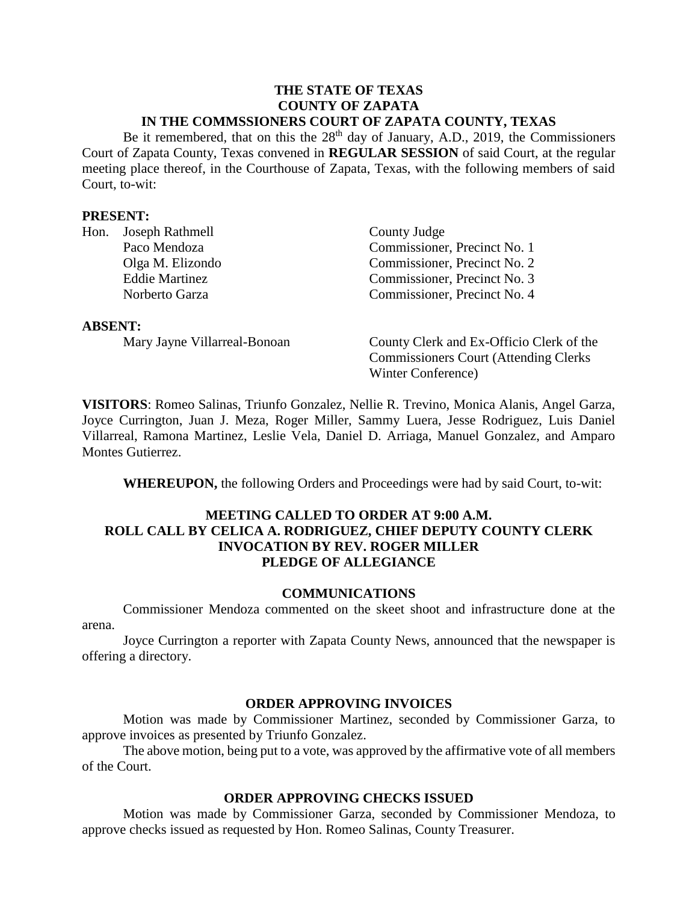**THE STATE OF TEXAS**
**COUNTY OF ZAPATA**
**IN THE COMMSSIONERS COURT OF ZAPATA COUNTY, TEXAS**

Be it remembered, that on this the 28th day of January, A.D., 2019, the Commissioners Court of Zapata County, Texas convened in **REGULAR SESSION** of said Court, at the regular meeting place thereof, in the Courthouse of Zapata, Texas, with the following members of said Court, to-wit:

**PRESENT:**

| | | |
|---|---|---|
| Hon. | Joseph Rathmell | County Judge |
| | Paco Mendoza | Commissioner, Precinct No. 1 |
| | Olga M. Elizondo | Commissioner, Precinct No. 2 |
| | Eddie Martinez | Commissioner, Precinct No. 3 |
| | Norberto Garza | Commissioner, Precinct No. 4 |

**ABSENT:**

| | |
|---|---|
| Mary Jayne Villarreal-Bonoan | County Clerk and Ex-Officio Clerk of the Commissioners Court (Attending Clerks Winter Conference) |

**VISITORS**: Romeo Salinas, Triunfo Gonzalez, Nellie R. Trevino, Monica Alanis, Angel Garza, Joyce Currington, Juan J. Meza, Roger Miller, Sammy Luera, Jesse Rodriguez, Luis Daniel Villarreal, Ramona Martinez, Leslie Vela, Daniel D. Arriaga, Manuel Gonzalez, and Amparo Montes Gutierrez.

**WHEREUPON,** the following Orders and Proceedings were had by said Court, to-wit:

**MEETING CALLED TO ORDER AT 9:00 A.M.**
**ROLL CALL BY CELICA A. RODRIGUEZ, CHIEF DEPUTY COUNTY CLERK**
**INVOCATION BY REV. ROGER MILLER**
**PLEDGE OF ALLEGIANCE**

## COMMUNICATIONS

Commissioner Mendoza commented on the skeet shoot and infrastructure done at the arena.

Joyce Currington a reporter with Zapata County News, announced that the newspaper is offering a directory.

## ORDER APPROVING INVOICES

Motion was made by Commissioner Martinez, seconded by Commissioner Garza, to approve invoices as presented by Triunfo Gonzalez.

The above motion, being put to a vote, was approved by the affirmative vote of all members of the Court.

## ORDER APPROVING CHECKS ISSUED

Motion was made by Commissioner Garza, seconded by Commissioner Mendoza, to approve checks issued as requested by Hon. Romeo Salinas, County Treasurer.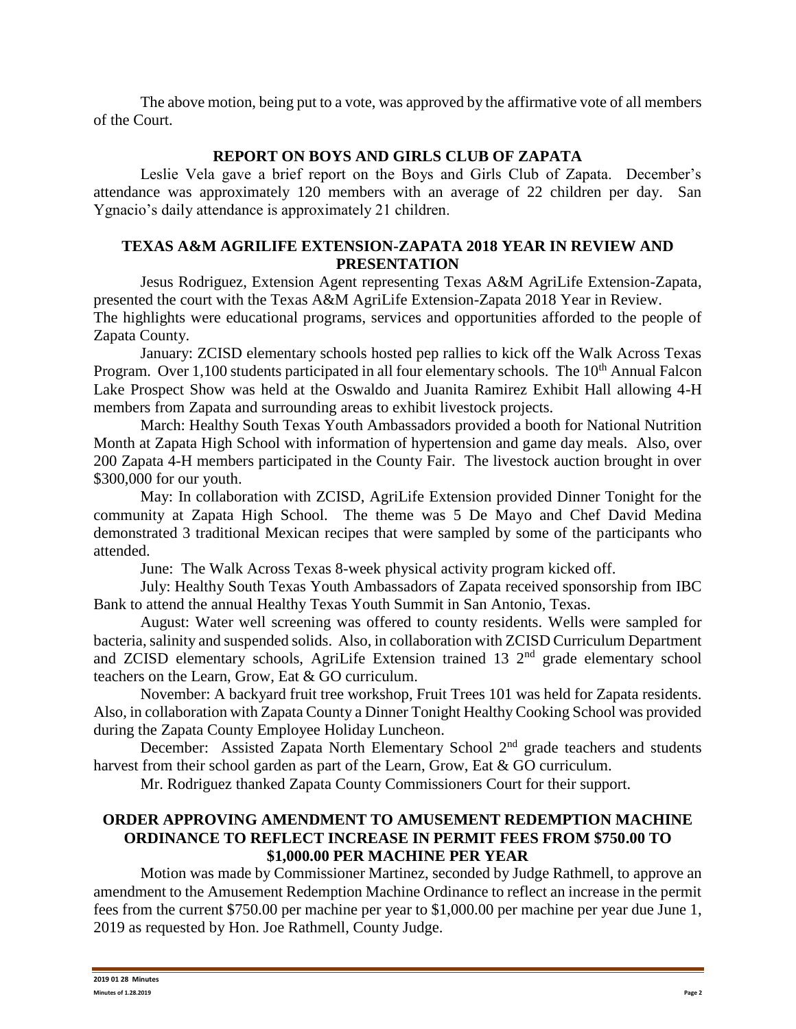The above motion, being put to a vote, was approved by the affirmative vote of all members of the Court.

## REPORT ON BOYS AND GIRLS CLUB OF ZAPATA

Leslie Vela gave a brief report on the Boys and Girls Club of Zapata. December's attendance was approximately 120 members with an average of 22 children per day. San Ygnacio's daily attendance is approximately 21 children.

## TEXAS A&M AGRILIFE EXTENSION-ZAPATA 2018 YEAR IN REVIEW AND PRESENTATION

Jesus Rodriguez, Extension Agent representing Texas A&M AgriLife Extension-Zapata, presented the court with the Texas A&M AgriLife Extension-Zapata 2018 Year in Review. The highlights were educational programs, services and opportunities afforded to the people of Zapata County.

January: ZCISD elementary schools hosted pep rallies to kick off the Walk Across Texas Program. Over 1,100 students participated in all four elementary schools. The 10th Annual Falcon Lake Prospect Show was held at the Oswaldo and Juanita Ramirez Exhibit Hall allowing 4-H members from Zapata and surrounding areas to exhibit livestock projects.

March: Healthy South Texas Youth Ambassadors provided a booth for National Nutrition Month at Zapata High School with information of hypertension and game day meals. Also, over 200 Zapata 4-H members participated in the County Fair. The livestock auction brought in over $300,000 for our youth.

May: In collaboration with ZCISD, AgriLife Extension provided Dinner Tonight for the community at Zapata High School. The theme was 5 De Mayo and Chef David Medina demonstrated 3 traditional Mexican recipes that were sampled by some of the participants who attended.

June: The Walk Across Texas 8-week physical activity program kicked off.

July: Healthy South Texas Youth Ambassadors of Zapata received sponsorship from IBC Bank to attend the annual Healthy Texas Youth Summit in San Antonio, Texas.

August: Water well screening was offered to county residents. Wells were sampled for bacteria, salinity and suspended solids. Also, in collaboration with ZCISD Curriculum Department and ZCISD elementary schools, AgriLife Extension trained 13 2nd grade elementary school teachers on the Learn, Grow, Eat & GO curriculum.

November: A backyard fruit tree workshop, Fruit Trees 101 was held for Zapata residents. Also, in collaboration with Zapata County a Dinner Tonight Healthy Cooking School was provided during the Zapata County Employee Holiday Luncheon.

December: Assisted Zapata North Elementary School 2nd grade teachers and students harvest from their school garden as part of the Learn, Grow, Eat & GO curriculum.

Mr. Rodriguez thanked Zapata County Commissioners Court for their support.

## ORDER APPROVING AMENDMENT TO AMUSEMENT REDEMPTION MACHINE ORDINANCE TO REFLECT INCREASE IN PERMIT FEES FROM $750.00 TO $1,000.00 PER MACHINE PER YEAR

Motion was made by Commissioner Martinez, seconded by Judge Rathmell, to approve an amendment to the Amusement Redemption Machine Ordinance to reflect an increase in the permit fees from the current $750.00 per machine per year to $1,000.00 per machine per year due June 1, 2019 as requested by Hon. Joe Rathmell, County Judge.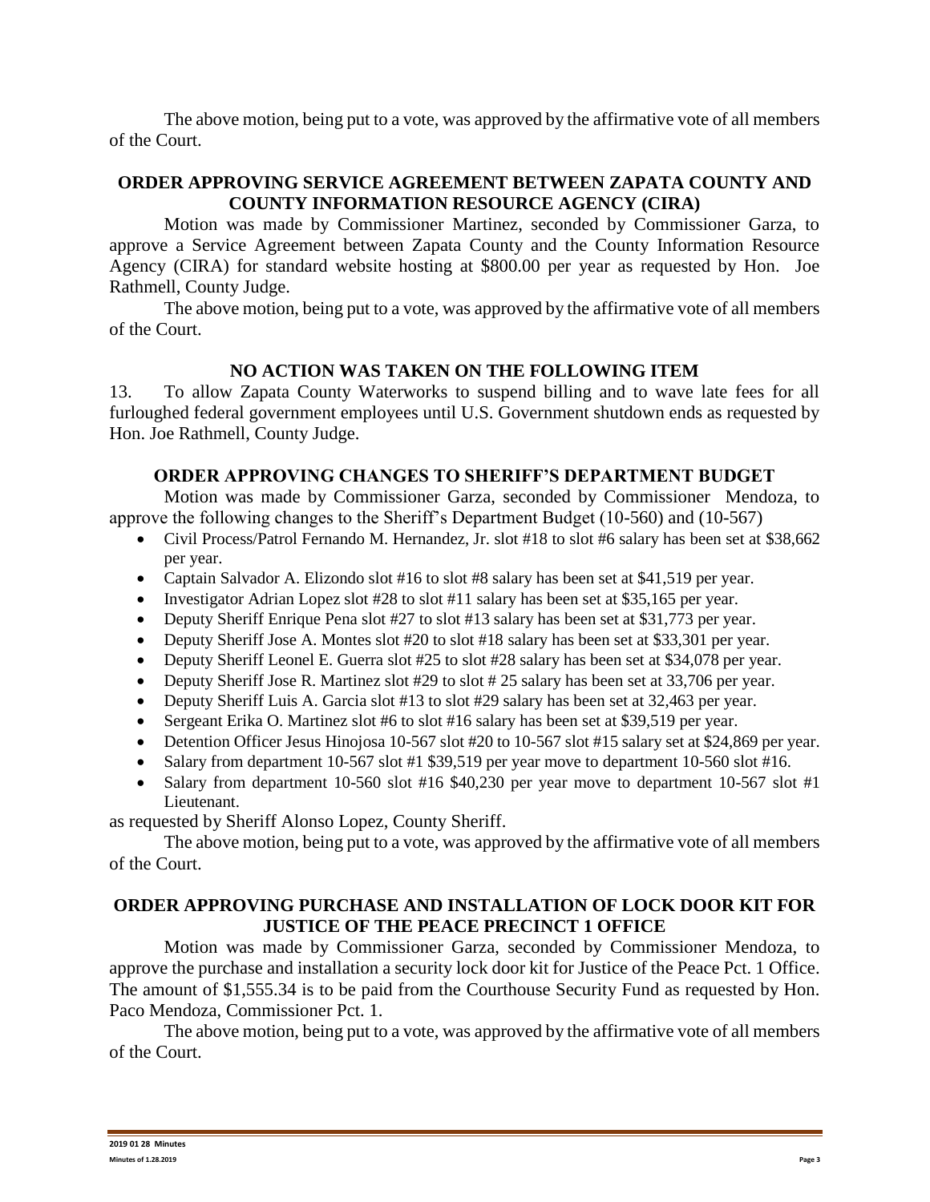The above motion, being put to a vote, was approved by the affirmative vote of all members of the Court.

## ORDER APPROVING SERVICE AGREEMENT BETWEEN ZAPATA COUNTY AND COUNTY INFORMATION RESOURCE AGENCY (CIRA)

Motion was made by Commissioner Martinez, seconded by Commissioner Garza, to approve a Service Agreement between Zapata County and the County Information Resource Agency (CIRA) for standard website hosting at $800.00 per year as requested by Hon. Joe Rathmell, County Judge.

The above motion, being put to a vote, was approved by the affirmative vote of all members of the Court.

## NO ACTION WAS TAKEN ON THE FOLLOWING ITEM

13. To allow Zapata County Waterworks to suspend billing and to wave late fees for all furloughed federal government employees until U.S. Government shutdown ends as requested by Hon. Joe Rathmell, County Judge.

## ORDER APPROVING CHANGES TO SHERIFF'S DEPARTMENT BUDGET

Motion was made by Commissioner Garza, seconded by Commissioner Mendoza, to approve the following changes to the Sheriff's Department Budget (10-560) and (10-567)

- Civil Process/Patrol Fernando M. Hernandez, Jr. slot #18 to slot #6 salary has been set at $38,662 per year.
- Captain Salvador A. Elizondo slot #16 to slot #8 salary has been set at $41,519 per year.
- Investigator Adrian Lopez slot #28 to slot #11 salary has been set at $35,165 per year.
- Deputy Sheriff Enrique Pena slot #27 to slot #13 salary has been set at $31,773 per year.
- Deputy Sheriff Jose A. Montes slot #20 to slot #18 salary has been set at $33,301 per year.
- Deputy Sheriff Leonel E. Guerra slot #25 to slot #28 salary has been set at $34,078 per year.
- Deputy Sheriff Jose R. Martinez slot #29 to slot # 25 salary has been set at 33,706 per year.
- Deputy Sheriff Luis A. Garcia slot #13 to slot #29 salary has been set at 32,463 per year.
- Sergeant Erika O. Martinez slot #6 to slot #16 salary has been set at $39,519 per year.
- Detention Officer Jesus Hinojosa 10-567 slot #20 to 10-567 slot #15 salary set at $24,869 per year.
- Salary from department 10-567 slot #1 $39,519 per year move to department 10-560 slot #16.
- Salary from department 10-560 slot #16 $40,230 per year move to department 10-567 slot #1 Lieutenant.

as requested by Sheriff Alonso Lopez, County Sheriff.

The above motion, being put to a vote, was approved by the affirmative vote of all members of the Court.

## ORDER APPROVING PURCHASE AND INSTALLATION OF LOCK DOOR KIT FOR JUSTICE OF THE PEACE PRECINCT 1 OFFICE

Motion was made by Commissioner Garza, seconded by Commissioner Mendoza, to approve the purchase and installation a security lock door kit for Justice of the Peace Pct. 1 Office. The amount of $1,555.34 is to be paid from the Courthouse Security Fund as requested by Hon. Paco Mendoza, Commissioner Pct. 1.

The above motion, being put to a vote, was approved by the affirmative vote of all members of the Court.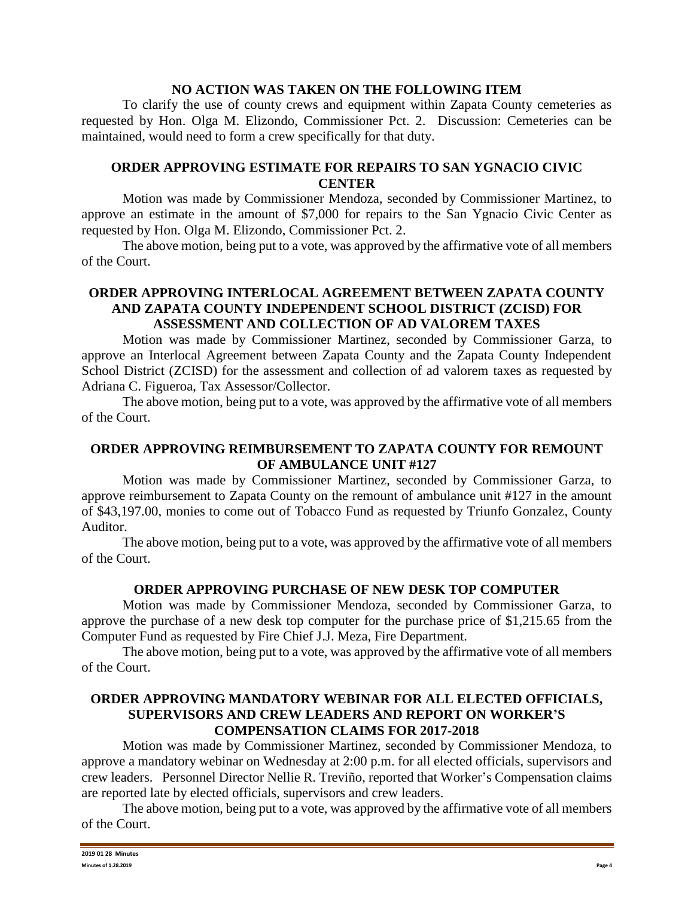### NO ACTION WAS TAKEN ON THE FOLLOWING ITEM

To clarify the use of county crews and equipment within Zapata County cemeteries as requested by Hon. Olga M. Elizondo, Commissioner Pct. 2. Discussion: Cemeteries can be maintained, would need to form a crew specifically for that duty.

### ORDER APPROVING ESTIMATE FOR REPAIRS TO SAN YGNACIO CIVIC CENTER

Motion was made by Commissioner Mendoza, seconded by Commissioner Martinez, to approve an estimate in the amount of $7,000 for repairs to the San Ygnacio Civic Center as requested by Hon. Olga M. Elizondo, Commissioner Pct. 2.

The above motion, being put to a vote, was approved by the affirmative vote of all members of the Court.

### ORDER APPROVING INTERLOCAL AGREEMENT BETWEEN ZAPATA COUNTY AND ZAPATA COUNTY INDEPENDENT SCHOOL DISTRICT (ZCISD) FOR ASSESSMENT AND COLLECTION OF AD VALOREM TAXES

Motion was made by Commissioner Martinez, seconded by Commissioner Garza, to approve an Interlocal Agreement between Zapata County and the Zapata County Independent School District (ZCISD) for the assessment and collection of ad valorem taxes as requested by Adriana C. Figueroa, Tax Assessor/Collector.

The above motion, being put to a vote, was approved by the affirmative vote of all members of the Court.

### ORDER APPROVING REIMBURSEMENT TO ZAPATA COUNTY FOR REMOUNT OF AMBULANCE UNIT #127

Motion was made by Commissioner Martinez, seconded by Commissioner Garza, to approve reimbursement to Zapata County on the remount of ambulance unit #127 in the amount of $43,197.00, monies to come out of Tobacco Fund as requested by Triunfo Gonzalez, County Auditor.

The above motion, being put to a vote, was approved by the affirmative vote of all members of the Court.

### ORDER APPROVING PURCHASE OF NEW DESK TOP COMPUTER

Motion was made by Commissioner Mendoza, seconded by Commissioner Garza, to approve the purchase of a new desk top computer for the purchase price of $1,215.65 from the Computer Fund as requested by Fire Chief J.J. Meza, Fire Department.

The above motion, being put to a vote, was approved by the affirmative vote of all members of the Court.

### ORDER APPROVING MANDATORY WEBINAR FOR ALL ELECTED OFFICIALS, SUPERVISORS AND CREW LEADERS AND REPORT ON WORKER'S COMPENSATION CLAIMS FOR 2017-2018

Motion was made by Commissioner Martinez, seconded by Commissioner Mendoza, to approve a mandatory webinar on Wednesday at 2:00 p.m. for all elected officials, supervisors and crew leaders. Personnel Director Nellie R. Treviño, reported that Worker's Compensation claims are reported late by elected officials, supervisors and crew leaders.

The above motion, being put to a vote, was approved by the affirmative vote of all members of the Court.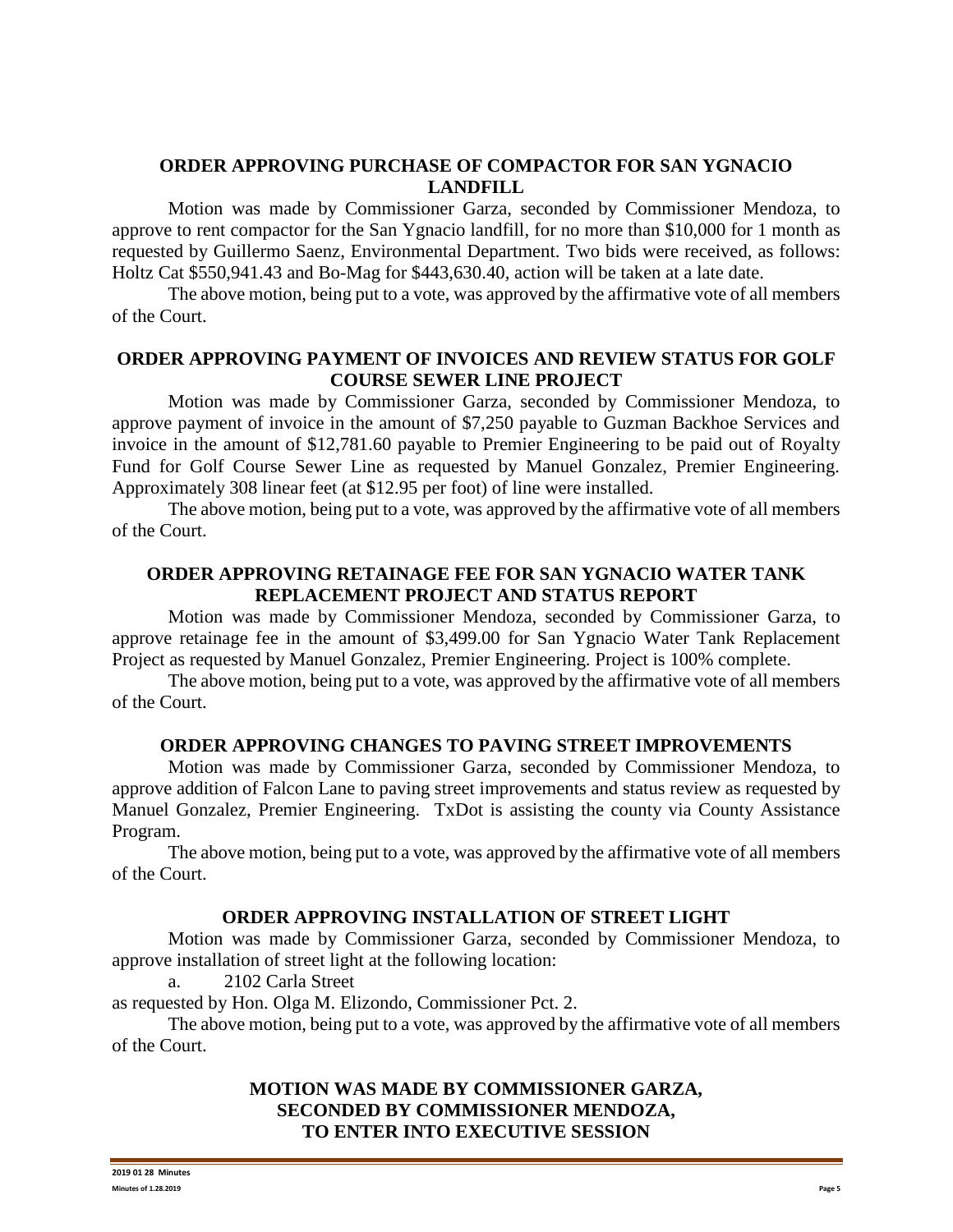## ORDER APPROVING PURCHASE OF COMPACTOR FOR SAN YGNACIO LANDFILL

Motion was made by Commissioner Garza, seconded by Commissioner Mendoza, to approve to rent compactor for the San Ygnacio landfill, for no more than $10,000 for 1 month as requested by Guillermo Saenz, Environmental Department. Two bids were received, as follows: Holtz Cat $550,941.43 and Bo-Mag for $443,630.40, action will be taken at a late date.

The above motion, being put to a vote, was approved by the affirmative vote of all members of the Court.

## ORDER APPROVING PAYMENT OF INVOICES AND REVIEW STATUS FOR GOLF COURSE SEWER LINE PROJECT

Motion was made by Commissioner Garza, seconded by Commissioner Mendoza, to approve payment of invoice in the amount of $7,250 payable to Guzman Backhoe Services and invoice in the amount of $12,781.60 payable to Premier Engineering to be paid out of Royalty Fund for Golf Course Sewer Line as requested by Manuel Gonzalez, Premier Engineering. Approximately 308 linear feet (at $12.95 per foot) of line were installed.

The above motion, being put to a vote, was approved by the affirmative vote of all members of the Court.

## ORDER APPROVING RETAINAGE FEE FOR SAN YGNACIO WATER TANK REPLACEMENT PROJECT AND STATUS REPORT

Motion was made by Commissioner Mendoza, seconded by Commissioner Garza, to approve retainage fee in the amount of $3,499.00 for San Ygnacio Water Tank Replacement Project as requested by Manuel Gonzalez, Premier Engineering. Project is 100% complete.

The above motion, being put to a vote, was approved by the affirmative vote of all members of the Court.

## ORDER APPROVING CHANGES TO PAVING STREET IMPROVEMENTS

Motion was made by Commissioner Garza, seconded by Commissioner Mendoza, to approve addition of Falcon Lane to paving street improvements and status review as requested by Manuel Gonzalez, Premier Engineering. TxDot is assisting the county via County Assistance Program.

The above motion, being put to a vote, was approved by the affirmative vote of all members of the Court.

## ORDER APPROVING INSTALLATION OF STREET LIGHT

Motion was made by Commissioner Garza, seconded by Commissioner Mendoza, to approve installation of street light at the following location:

a. 2102 Carla Street

as requested by Hon. Olga M. Elizondo, Commissioner Pct. 2.

The above motion, being put to a vote, was approved by the affirmative vote of all members of the Court.

## MOTION WAS MADE BY COMMISSIONER GARZA, SECONDED BY COMMISSIONER MENDOZA, TO ENTER INTO EXECUTIVE SESSION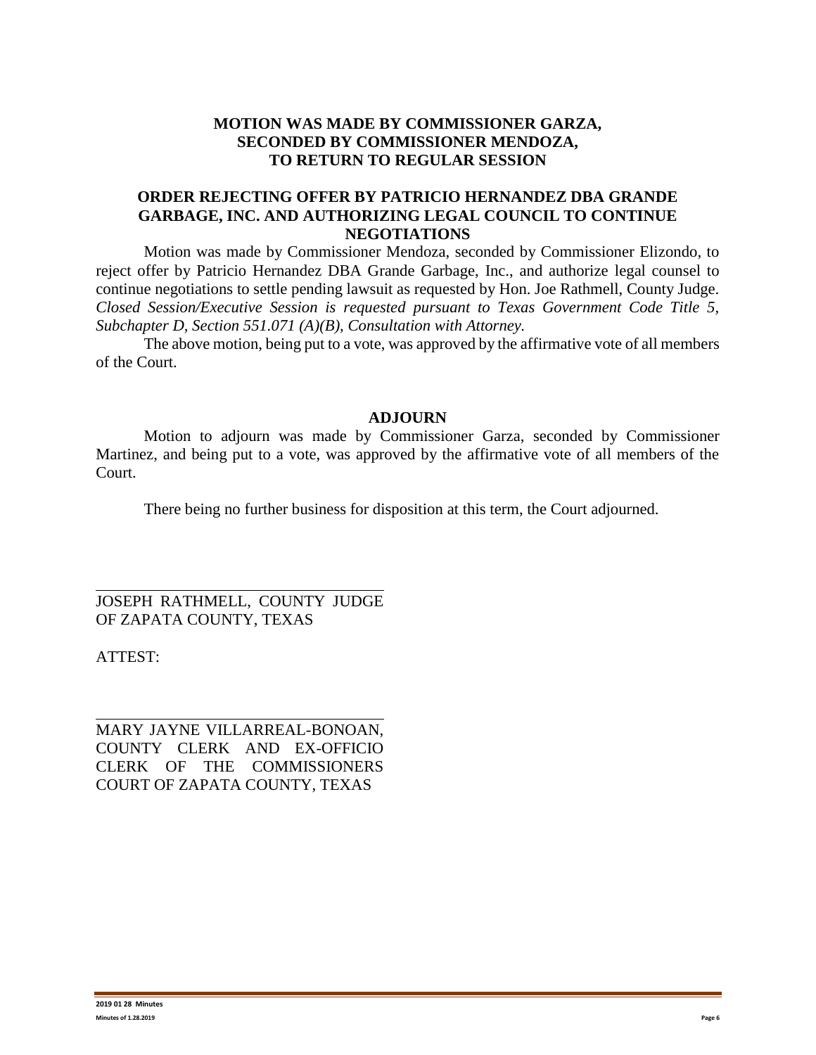**MOTION WAS MADE BY COMMISSIONER GARZA, SECONDED BY COMMISSIONER MENDOZA, TO RETURN TO REGULAR SESSION**

**ORDER REJECTING OFFER BY PATRICIO HERNANDEZ DBA GRANDE GARBAGE, INC. AND AUTHORIZING LEGAL COUNCIL TO CONTINUE NEGOTIATIONS**

Motion was made by Commissioner Mendoza, seconded by Commissioner Elizondo, to reject offer by Patricio Hernandez DBA Grande Garbage, Inc., and authorize legal counsel to continue negotiations to settle pending lawsuit as requested by Hon. Joe Rathmell, County Judge. *Closed Session/Executive Session is requested pursuant to Texas Government Code Title 5, Subchapter D, Section 551.071 (A)(B), Consultation with Attorney.*

The above motion, being put to a vote, was approved by the affirmative vote of all members of the Court.

**ADJOURN**

Motion to adjourn was made by Commissioner Garza, seconded by Commissioner Martinez, and being put to a vote, was approved by the affirmative vote of all members of the Court.

There being no further business for disposition at this term, the Court adjourned.

\_\_\_\_\_\_\_\_\_\_\_\_\_\_\_\_\_\_\_\_\_\_\_\_\_\_\_\_\_\_\_\_\_\_\_\_

JOSEPH RATHMELL, COUNTY JUDGE OF ZAPATA COUNTY, TEXAS

ATTEST:

\_\_\_\_\_\_\_\_\_\_\_\_\_\_\_\_\_\_\_\_\_\_\_\_\_\_\_\_\_\_\_\_\_\_\_\_

MARY JAYNE VILLARREAL-BONOAN, COUNTY CLERK AND EX-OFFICIO CLERK OF THE COMMISSIONERS COURT OF ZAPATA COUNTY, TEXAS